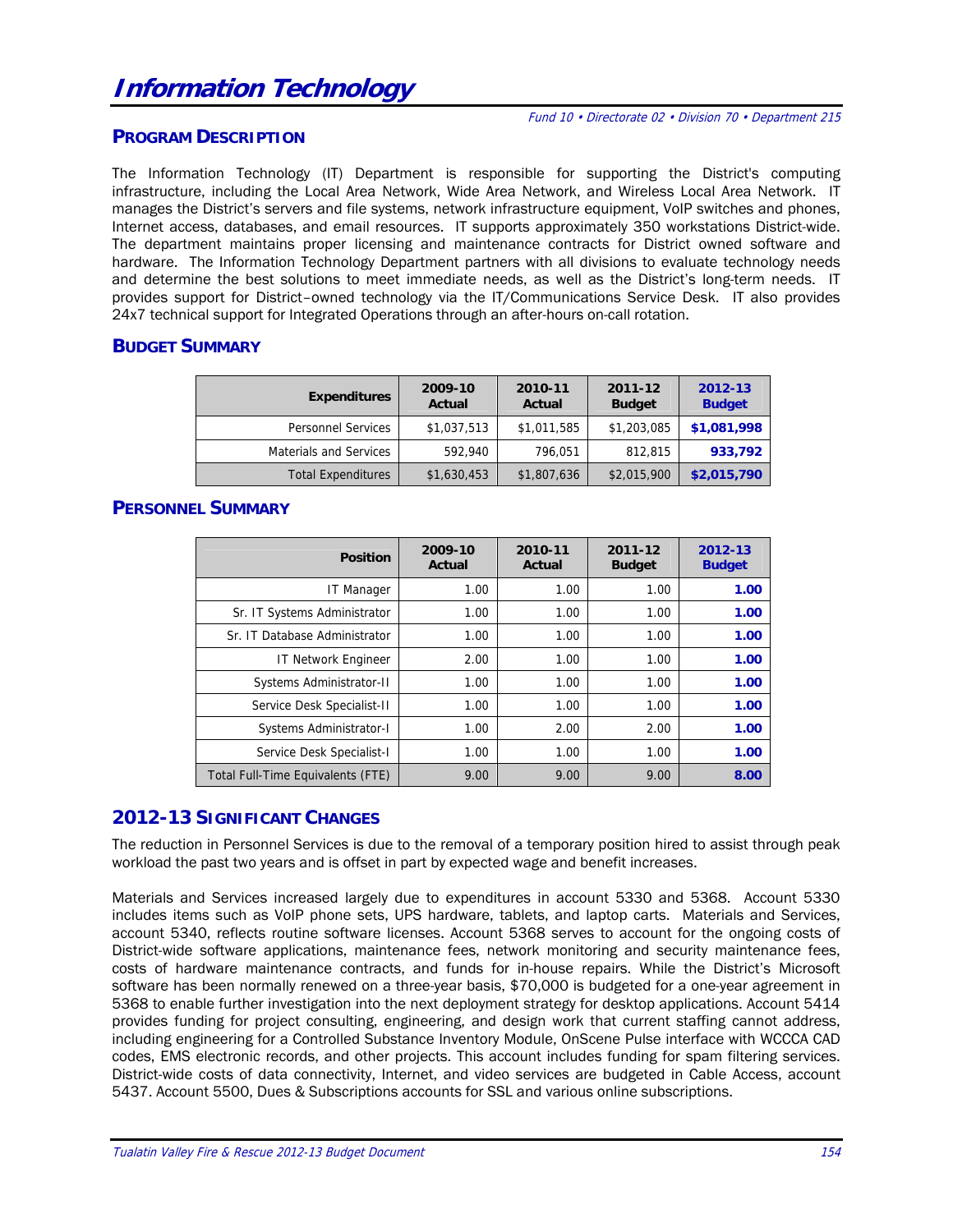# Information Technology

*Fund 10 • Directorate 02 • Division 70 • Department 215*

## PROGRAM DESCRIPTION

The Information Technology (IT) Department is responsible for supporting the District's computing infrastructure, including the Local Area Network, Wide Area Network, and Wireless Local Area Network. IT manages the District's servers and file systems, network infrastructure equipment, VoIP switches and phones, Internet access, databases, and email resources. IT supports approximately 350 workstations District-wide. The department maintains proper licensing and maintenance contracts for District owned software and hardware. The Information Technology Department partners with all divisions to evaluate technology needs and determine the best solutions to meet immediate needs, as well as the District's long-term needs. IT provides support for District–owned technology via the IT/Communications Service Desk. IT also provides 24x7 technical support for Integrated Operations through an after-hours on-call rotation.

## BUDGET SUMMARY

| Expenditures | 2009-10 Actual | 2010-11 Actual | 2011-12 Budget | 2012-13 Budget |
|---|---|---|---|---|
| Personnel Services | $1,037,513 | $1,011,585 | $1,203,085 | **$1,081,998** |
| Materials and Services | 592,940 | 796,051 | 812,815 | **933,792** |
| Total Expenditures | $1,630,453 | $1,807,636 | $2,015,900 | **$2,015,790** |

## PERSONNEL SUMMARY

| Position | 2009-10 Actual | 2010-11 Actual | 2011-12 Budget | 2012-13 Budget |
|---|---|---|---|---|
| IT Manager | 1.00 | 1.00 | 1.00 | **1.00** |
| Sr. IT Systems Administrator | 1.00 | 1.00 | 1.00 | **1.00** |
| Sr. IT Database Administrator | 1.00 | 1.00 | 1.00 | **1.00** |
| IT Network Engineer | 2.00 | 1.00 | 1.00 | **1.00** |
| Systems Administrator-II | 1.00 | 1.00 | 1.00 | **1.00** |
| Service Desk Specialist-II | 1.00 | 1.00 | 1.00 | **1.00** |
| Systems Administrator-I | 1.00 | 2.00 | 2.00 | **1.00** |
| Service Desk Specialist-I | 1.00 | 1.00 | 1.00 | **1.00** |
| Total Full-Time Equivalents (FTE) | 9.00 | 9.00 | 9.00 | **8.00** |

## 2012-13 SIGNIFICANT CHANGES

The reduction in Personnel Services is due to the removal of a temporary position hired to assist through peak workload the past two years and is offset in part by expected wage and benefit increases.

Materials and Services increased largely due to expenditures in account 5330 and 5368. Account 5330 includes items such as VoIP phone sets, UPS hardware, tablets, and laptop carts. Materials and Services, account 5340, reflects routine software licenses. Account 5368 serves to account for the ongoing costs of District-wide software applications, maintenance fees, network monitoring and security maintenance fees, costs of hardware maintenance contracts, and funds for in-house repairs. While the District's Microsoft software has been normally renewed on a three-year basis, $70,000 is budgeted for a one-year agreement in 5368 to enable further investigation into the next deployment strategy for desktop applications. Account 5414 provides funding for project consulting, engineering, and design work that current staffing cannot address, including engineering for a Controlled Substance Inventory Module, OnScene Pulse interface with WCCCA CAD codes, EMS electronic records, and other projects. This account includes funding for spam filtering services. District-wide costs of data connectivity, Internet, and video services are budgeted in Cable Access, account 5437. Account 5500, Dues & Subscriptions accounts for SSL and various online subscriptions.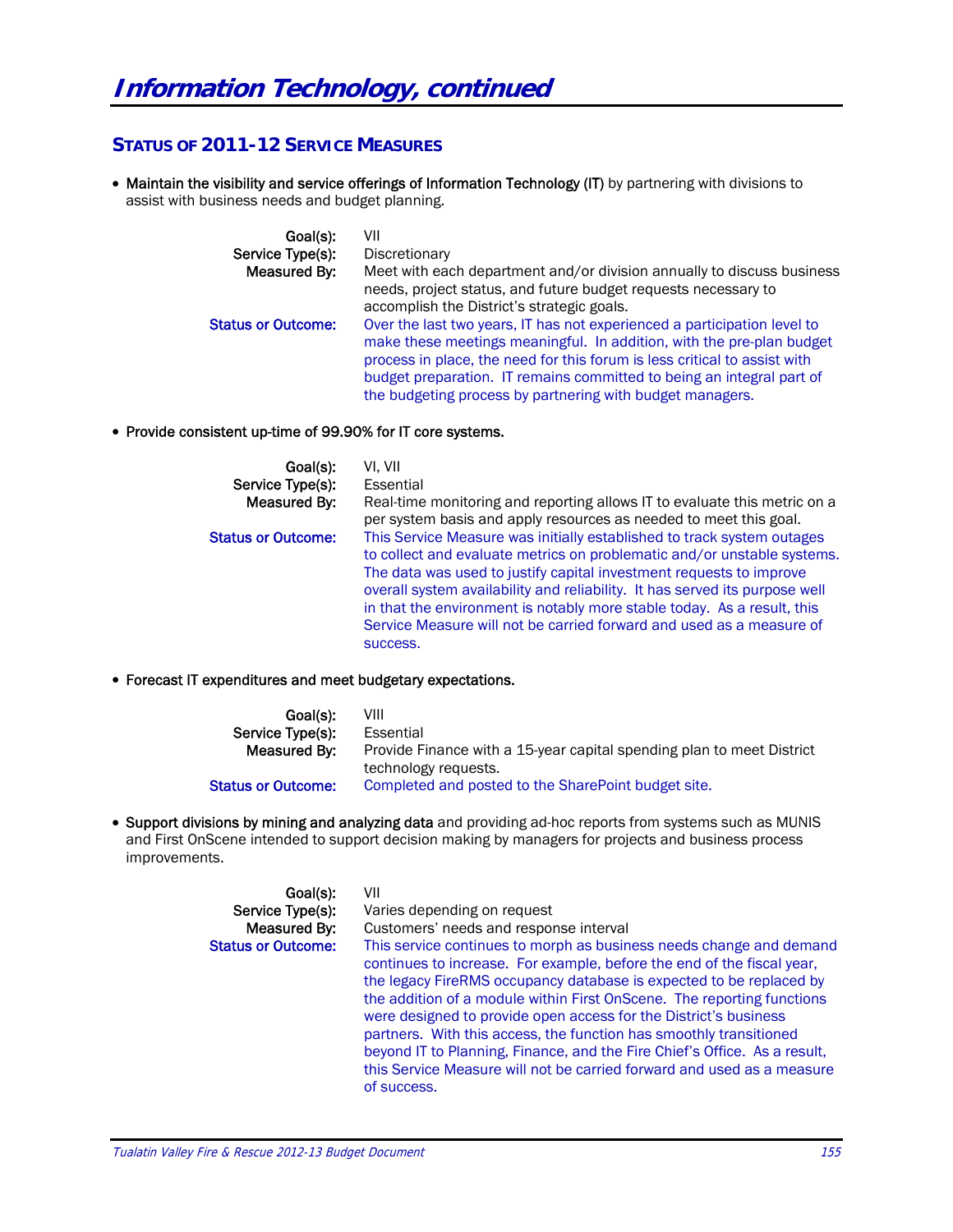# Information Technology, continued

## STATUS OF 2011-12 SERVICE MEASURES

- **Maintain the visibility and service offerings of Information Technology (IT)** by partnering with divisions to assist with business needs and budget planning.

  **Goal(s):** VII
  **Service Type(s):** Discretionary
  **Measured By:** Meet with each department and/or division annually to discuss business needs, project status, and future budget requests necessary to accomplish the District's strategic goals.
  **Status or Outcome:** Over the last two years, IT has not experienced a participation level to make these meetings meaningful. In addition, with the pre-plan budget process in place, the need for this forum is less critical to assist with budget preparation. IT remains committed to being an integral part of the budgeting process by partnering with budget managers.

- **Provide consistent up-time of 99.90% for IT core systems.**

  **Goal(s):** VI, VII
  **Service Type(s):** Essential
  **Measured By:** Real-time monitoring and reporting allows IT to evaluate this metric on a per system basis and apply resources as needed to meet this goal.
  **Status or Outcome:** This Service Measure was initially established to track system outages to collect and evaluate metrics on problematic and/or unstable systems. The data was used to justify capital investment requests to improve overall system availability and reliability. It has served its purpose well in that the environment is notably more stable today. As a result, this Service Measure will not be carried forward and used as a measure of success.

- **Forecast IT expenditures and meet budgetary expectations.**

  **Goal(s):** VIII
  **Service Type(s):** Essential
  **Measured By:** Provide Finance with a 15-year capital spending plan to meet District technology requests.
  **Status or Outcome:** Completed and posted to the SharePoint budget site.

- **Support divisions by mining and analyzing data** and providing ad-hoc reports from systems such as MUNIS and First OnScene intended to support decision making by managers for projects and business process improvements.

  **Goal(s):** VII
  **Service Type(s):** Varies depending on request
  **Measured By:** Customers' needs and response interval
  **Status or Outcome:** This service continues to morph as business needs change and demand continues to increase. For example, before the end of the fiscal year, the legacy FireRMS occupancy database is expected to be replaced by the addition of a module within First OnScene. The reporting functions were designed to provide open access for the District's business partners. With this access, the function has smoothly transitioned beyond IT to Planning, Finance, and the Fire Chief's Office. As a result, this Service Measure will not be carried forward and used as a measure of success.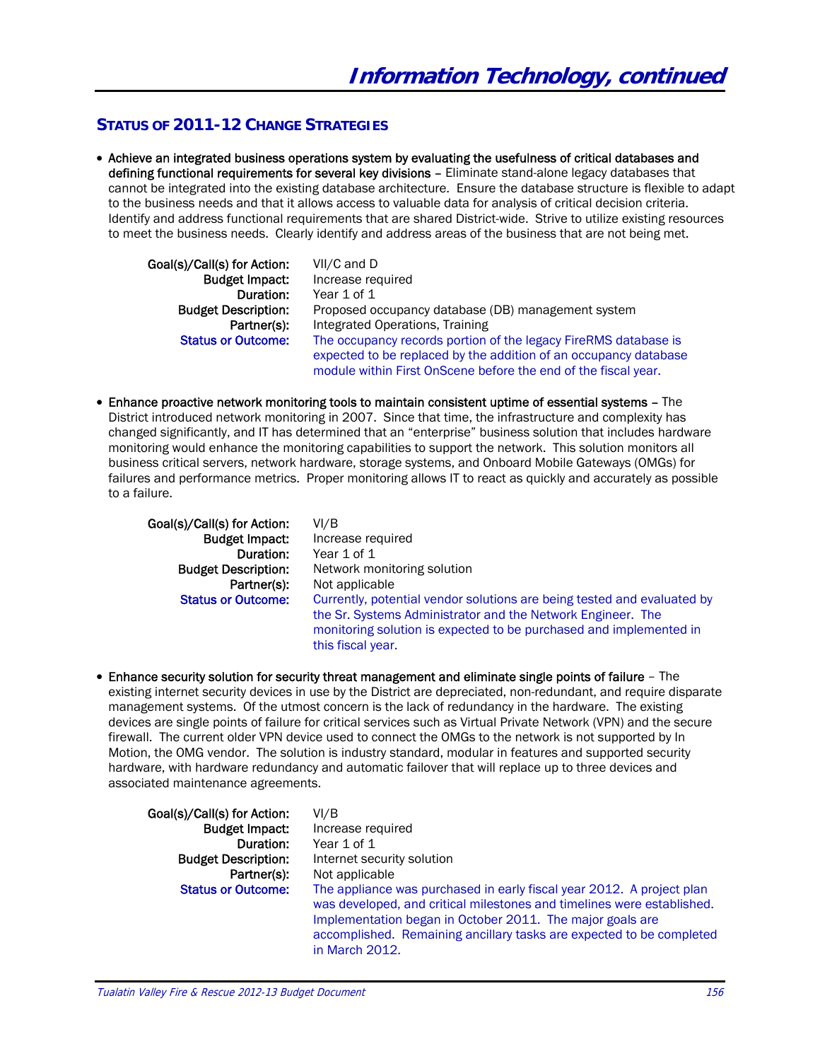# Information Technology, continued

## STATUS OF 2011-12 CHANGE STRATEGIES

- **Achieve an integrated business operations system by evaluating the usefulness of critical databases and defining functional requirements for several key divisions** – Eliminate stand-alone legacy databases that cannot be integrated into the existing database architecture. Ensure the database structure is flexible to adapt to the business needs and that it allows access to valuable data for analysis of critical decision criteria. Identify and address functional requirements that are shared District-wide. Strive to utilize existing resources to meet the business needs. Clearly identify and address areas of the business that are not being met.

  **Goal(s)/Call(s) for Action:** VII/C and D
  **Budget Impact:** Increase required
  **Duration:** Year 1 of 1
  **Budget Description:** Proposed occupancy database (DB) management system
  **Partner(s):** Integrated Operations, Training
  **Status or Outcome:** The occupancy records portion of the legacy FireRMS database is expected to be replaced by the addition of an occupancy database module within First OnScene before the end of the fiscal year.

- **Enhance proactive network monitoring tools to maintain consistent uptime of essential systems** – The District introduced network monitoring in 2007. Since that time, the infrastructure and complexity has changed significantly, and IT has determined that an "enterprise" business solution that includes hardware monitoring would enhance the monitoring capabilities to support the network. This solution monitors all business critical servers, network hardware, storage systems, and Onboard Mobile Gateways (OMGs) for failures and performance metrics. Proper monitoring allows IT to react as quickly and accurately as possible to a failure.

  **Goal(s)/Call(s) for Action:** VI/B
  **Budget Impact:** Increase required
  **Duration:** Year 1 of 1
  **Budget Description:** Network monitoring solution
  **Partner(s):** Not applicable
  **Status or Outcome:** Currently, potential vendor solutions are being tested and evaluated by the Sr. Systems Administrator and the Network Engineer. The monitoring solution is expected to be purchased and implemented in this fiscal year.

- **Enhance security solution for security threat management and eliminate single points of failure** – The existing internet security devices in use by the District are depreciated, non-redundant, and require disparate management systems. Of the utmost concern is the lack of redundancy in the hardware. The existing devices are single points of failure for critical services such as Virtual Private Network (VPN) and the secure firewall. The current older VPN device used to connect the OMGs to the network is not supported by In Motion, the OMG vendor. The solution is industry standard, modular in features and supported security hardware, with hardware redundancy and automatic failover that will replace up to three devices and associated maintenance agreements.

  **Goal(s)/Call(s) for Action:** VI/B
  **Budget Impact:** Increase required
  **Duration:** Year 1 of 1
  **Budget Description:** Internet security solution
  **Partner(s):** Not applicable
  **Status or Outcome:** The appliance was purchased in early fiscal year 2012. A project plan was developed, and critical milestones and timelines were established. Implementation began in October 2011. The major goals are accomplished. Remaining ancillary tasks are expected to be completed in March 2012.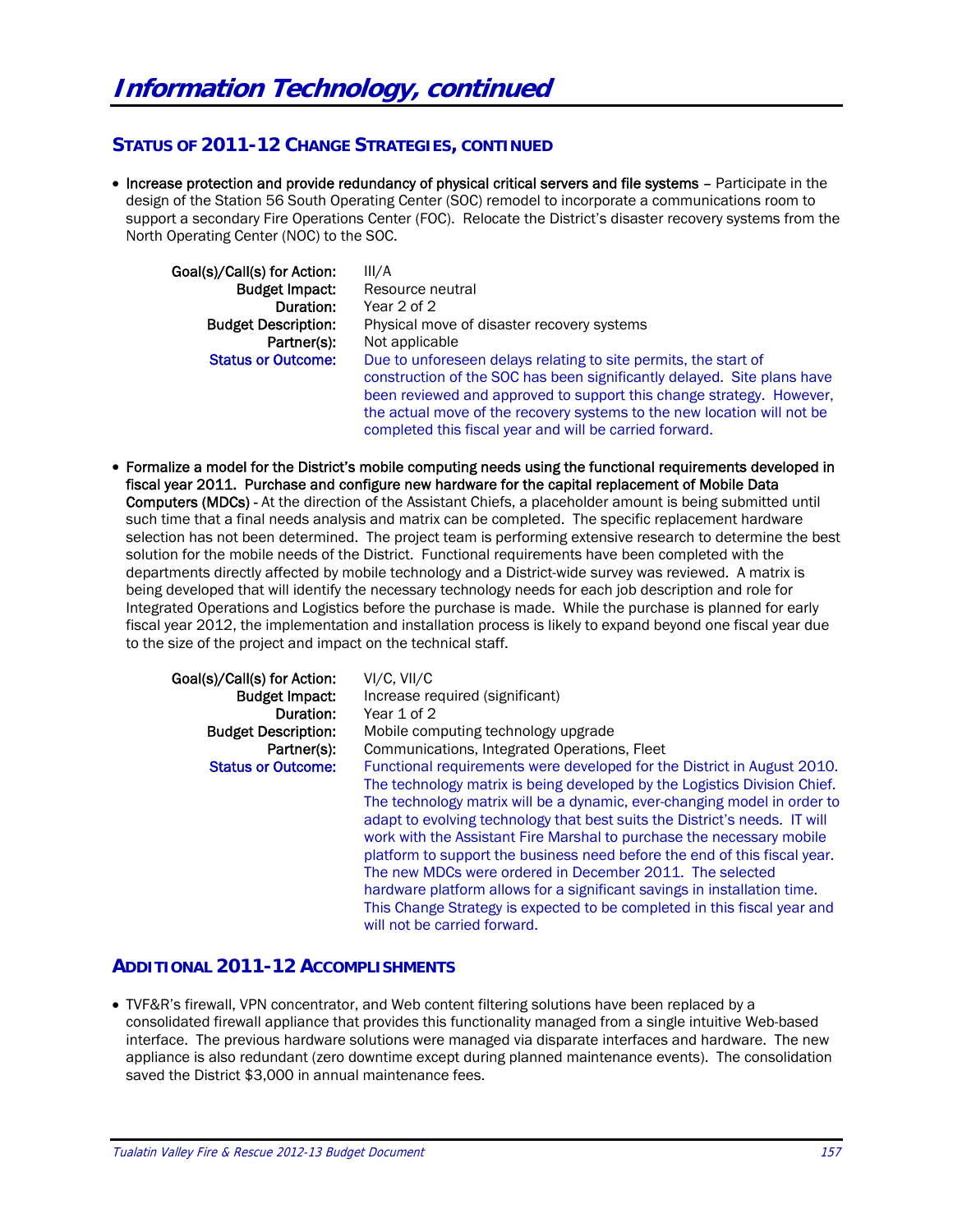# Information Technology, continued

## Status of 2011-12 Change Strategies, continued

- **Increase protection and provide redundancy of physical critical servers and file systems** – Participate in the design of the Station 56 South Operating Center (SOC) remodel to incorporate a communications room to support a secondary Fire Operations Center (FOC). Relocate the District's disaster recovery systems from the North Operating Center (NOC) to the SOC.

| | |
|---|---|
| **Goal(s)/Call(s) for Action:** | III/A |
| **Budget Impact:** | Resource neutral |
| **Duration:** | Year 2 of 2 |
| **Budget Description:** | Physical move of disaster recovery systems |
| **Partner(s):** | Not applicable |
| **Status or Outcome:** | Due to unforeseen delays relating to site permits, the start of construction of the SOC has been significantly delayed. Site plans have been reviewed and approved to support this change strategy. However, the actual move of the recovery systems to the new location will not be completed this fiscal year and will be carried forward. |

- **Formalize a model for the District's mobile computing needs using the functional requirements developed in fiscal year 2011. Purchase and configure new hardware for the capital replacement of Mobile Data Computers (MDCs)** - At the direction of the Assistant Chiefs, a placeholder amount is being submitted until such time that a final needs analysis and matrix can be completed. The specific replacement hardware selection has not been determined. The project team is performing extensive research to determine the best solution for the mobile needs of the District. Functional requirements have been completed with the departments directly affected by mobile technology and a District-wide survey was reviewed. A matrix is being developed that will identify the necessary technology needs for each job description and role for Integrated Operations and Logistics before the purchase is made. While the purchase is planned for early fiscal year 2012, the implementation and installation process is likely to expand beyond one fiscal year due to the size of the project and impact on the technical staff.

| | |
|---|---|
| **Goal(s)/Call(s) for Action:** | VI/C, VII/C |
| **Budget Impact:** | Increase required (significant) |
| **Duration:** | Year 1 of 2 |
| **Budget Description:** | Mobile computing technology upgrade |
| **Partner(s):** | Communications, Integrated Operations, Fleet |
| **Status or Outcome:** | Functional requirements were developed for the District in August 2010. The technology matrix is being developed by the Logistics Division Chief. The technology matrix will be a dynamic, ever-changing model in order to adapt to evolving technology that best suits the District's needs. IT will work with the Assistant Fire Marshal to purchase the necessary mobile platform to support the business need before the end of this fiscal year. The new MDCs were ordered in December 2011. The selected hardware platform allows for a significant savings in installation time. This Change Strategy is expected to be completed in this fiscal year and will not be carried forward. |

## Additional 2011-12 Accomplishments

- TVF&R's firewall, VPN concentrator, and Web content filtering solutions have been replaced by a consolidated firewall appliance that provides this functionality managed from a single intuitive Web-based interface. The previous hardware solutions were managed via disparate interfaces and hardware. The new appliance is also redundant (zero downtime except during planned maintenance events). The consolidation saved the District $3,000 in annual maintenance fees.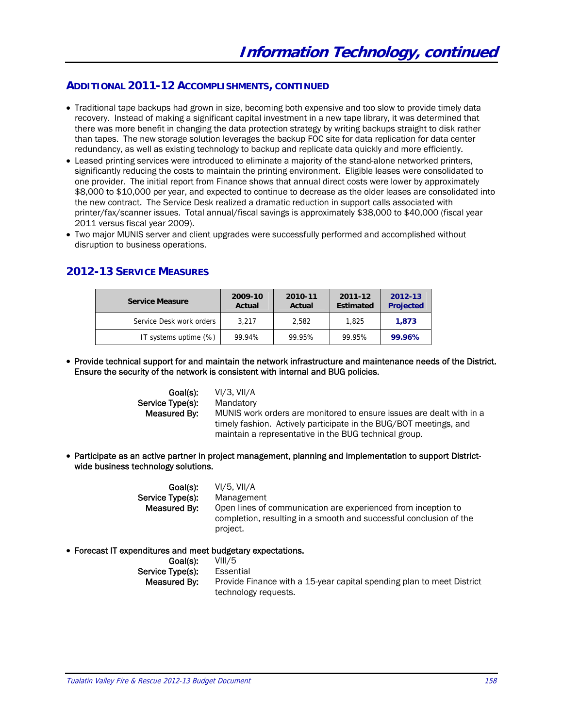# Information Technology, continued

## Additional 2011-12 Accomplishments, continued

- Traditional tape backups had grown in size, becoming both expensive and too slow to provide timely data recovery. Instead of making a significant capital investment in a new tape library, it was determined that there was more benefit in changing the data protection strategy by writing backups straight to disk rather than tapes. The new storage solution leverages the backup FOC site for data replication for data center redundancy, as well as existing technology to backup and replicate data quickly and more efficiently.
- Leased printing services were introduced to eliminate a majority of the stand-alone networked printers, significantly reducing the costs to maintain the printing environment. Eligible leases were consolidated to one provider. The initial report from Finance shows that annual direct costs were lower by approximately $8,000 to $10,000 per year, and expected to continue to decrease as the older leases are consolidated into the new contract. The Service Desk realized a dramatic reduction in support calls associated with printer/fax/scanner issues. Total annual/fiscal savings is approximately $38,000 to $40,000 (fiscal year 2011 versus fiscal year 2009).
- Two major MUNIS server and client upgrades were successfully performed and accomplished without disruption to business operations.

## 2012-13 Service Measures

| Service Measure | 2009-10 Actual | 2010-11 Actual | 2011-12 Estimated | 2012-13 Projected |
|---|---|---|---|---|
| Service Desk work orders | 3,217 | 2,582 | 1,825 | **1,873** |
| IT systems uptime (%) | 99.94% | 99.95% | 99.95% | **99.96%** |

- **Provide technical support for and maintain the network infrastructure and maintenance needs of the District. Ensure the security of the network is consistent with internal and BUG policies.**

  **Goal(s):** VI/3, VII/A
  **Service Type(s):** Mandatory
  **Measured By:** MUNIS work orders are monitored to ensure issues are dealt with in a timely fashion. Actively participate in the BUG/BOT meetings, and maintain a representative in the BUG technical group.

- **Participate as an active partner in project management, planning and implementation to support District-wide business technology solutions.**

  **Goal(s):** VI/5, VII/A
  **Service Type(s):** Management
  **Measured By:** Open lines of communication are experienced from inception to completion, resulting in a smooth and successful conclusion of the project.

- **Forecast IT expenditures and meet budgetary expectations.**

  **Goal(s):** VIII/5
  **Service Type(s):** Essential
  **Measured By:** Provide Finance with a 15-year capital spending plan to meet District technology requests.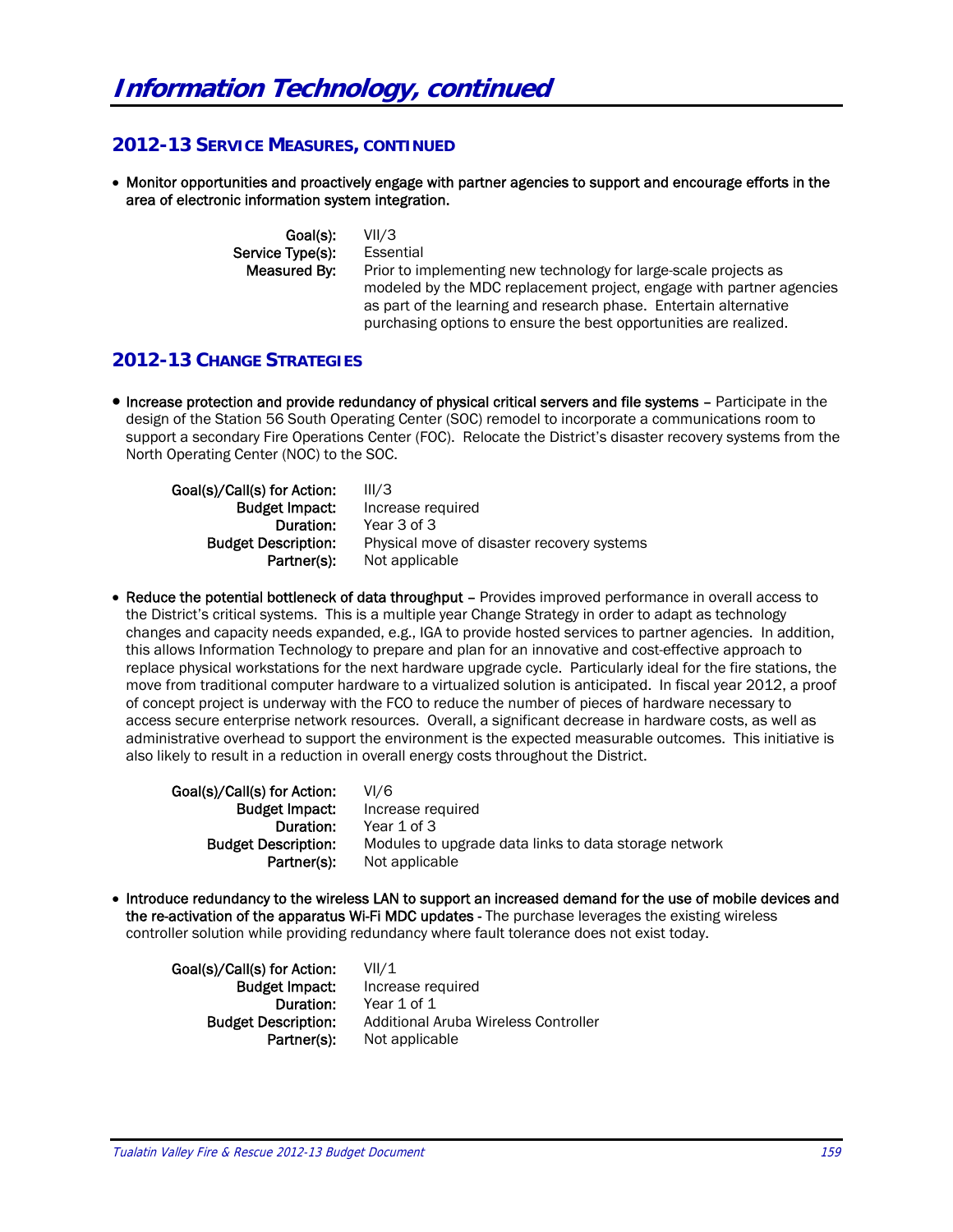# Information Technology, continued

## 2012-13 Service Measures, continued

- **Monitor opportunities and proactively engage with partner agencies to support and encourage efforts in the area of electronic information system integration.**

  **Goal(s):** VII/3
  **Service Type(s):** Essential
  **Measured By:** Prior to implementing new technology for large-scale projects as modeled by the MDC replacement project, engage with partner agencies as part of the learning and research phase. Entertain alternative purchasing options to ensure the best opportunities are realized.

## 2012-13 Change Strategies

- **Increase protection and provide redundancy of physical critical servers and file systems** – Participate in the design of the Station 56 South Operating Center (SOC) remodel to incorporate a communications room to support a secondary Fire Operations Center (FOC). Relocate the District's disaster recovery systems from the North Operating Center (NOC) to the SOC.

  **Goal(s)/Call(s) for Action:** III/3
  **Budget Impact:** Increase required
  **Duration:** Year 3 of 3
  **Budget Description:** Physical move of disaster recovery systems
  **Partner(s):** Not applicable

- **Reduce the potential bottleneck of data throughput** – Provides improved performance in overall access to the District's critical systems. This is a multiple year Change Strategy in order to adapt as technology changes and capacity needs expanded, e.g., IGA to provide hosted services to partner agencies. In addition, this allows Information Technology to prepare and plan for an innovative and cost-effective approach to replace physical workstations for the next hardware upgrade cycle. Particularly ideal for the fire stations, the move from traditional computer hardware to a virtualized solution is anticipated. In fiscal year 2012, a proof of concept project is underway with the FCO to reduce the number of pieces of hardware necessary to access secure enterprise network resources. Overall, a significant decrease in hardware costs, as well as administrative overhead to support the environment is the expected measurable outcomes. This initiative is also likely to result in a reduction in overall energy costs throughout the District.

  **Goal(s)/Call(s) for Action:** VI/6
  **Budget Impact:** Increase required
  **Duration:** Year 1 of 3
  **Budget Description:** Modules to upgrade data links to data storage network
  **Partner(s):** Not applicable

- **Introduce redundancy to the wireless LAN to support an increased demand for the use of mobile devices and the re-activation of the apparatus Wi-Fi MDC updates** - The purchase leverages the existing wireless controller solution while providing redundancy where fault tolerance does not exist today.

  **Goal(s)/Call(s) for Action:** VII/1
  **Budget Impact:** Increase required
  **Duration:** Year 1 of 1
  **Budget Description:** Additional Aruba Wireless Controller
  **Partner(s):** Not applicable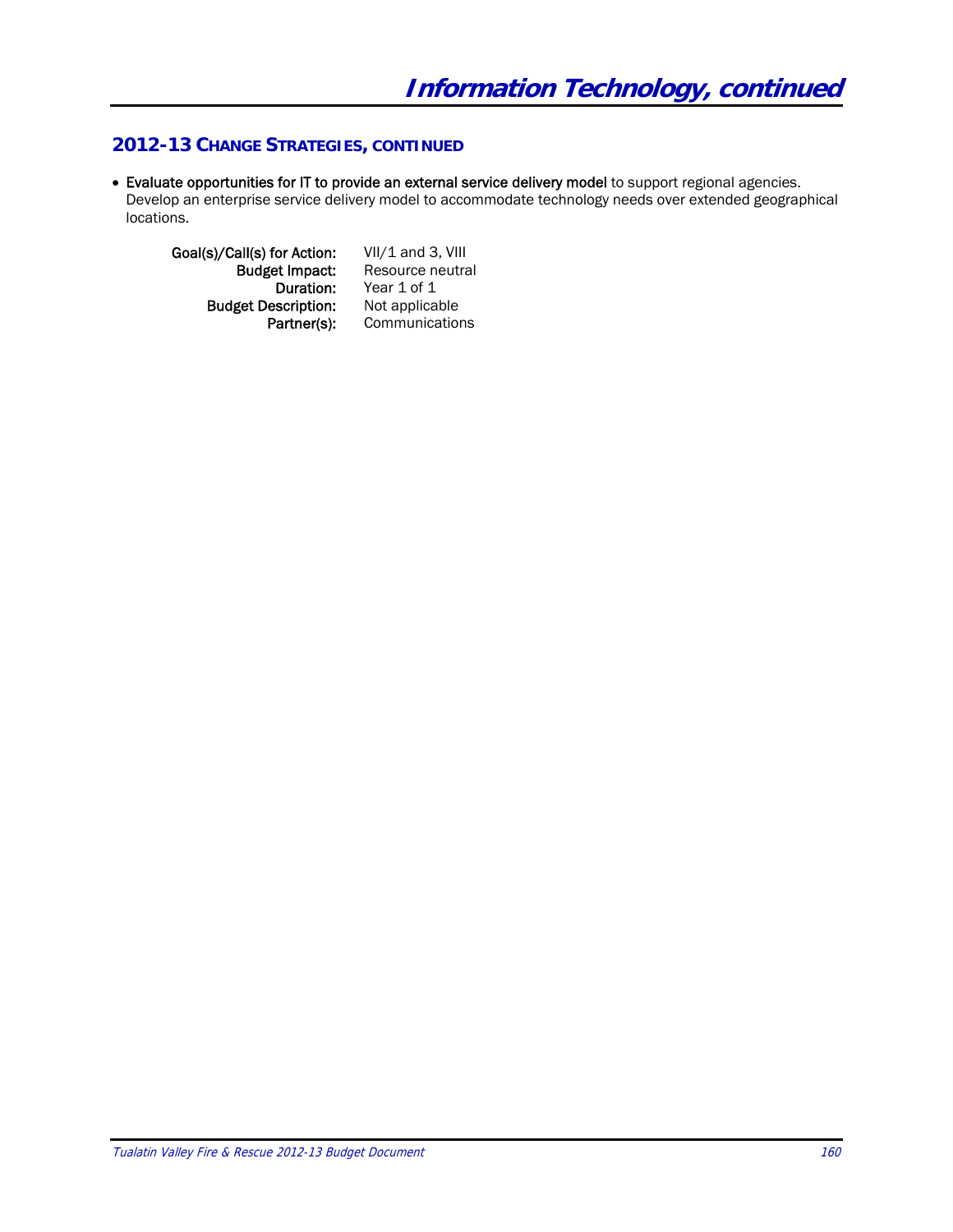# Information Technology, continued

## 2012-13 Change Strategies, continued

- **Evaluate opportunities for IT to provide an external service delivery model** to support regional agencies. Develop an enterprise service delivery model to accommodate technology needs over extended geographical locations.

  **Goal(s)/Call(s) for Action:** VII/1 and 3, VIII
  **Budget Impact:** Resource neutral
  **Duration:** Year 1 of 1
  **Budget Description:** Not applicable
  **Partner(s):** Communications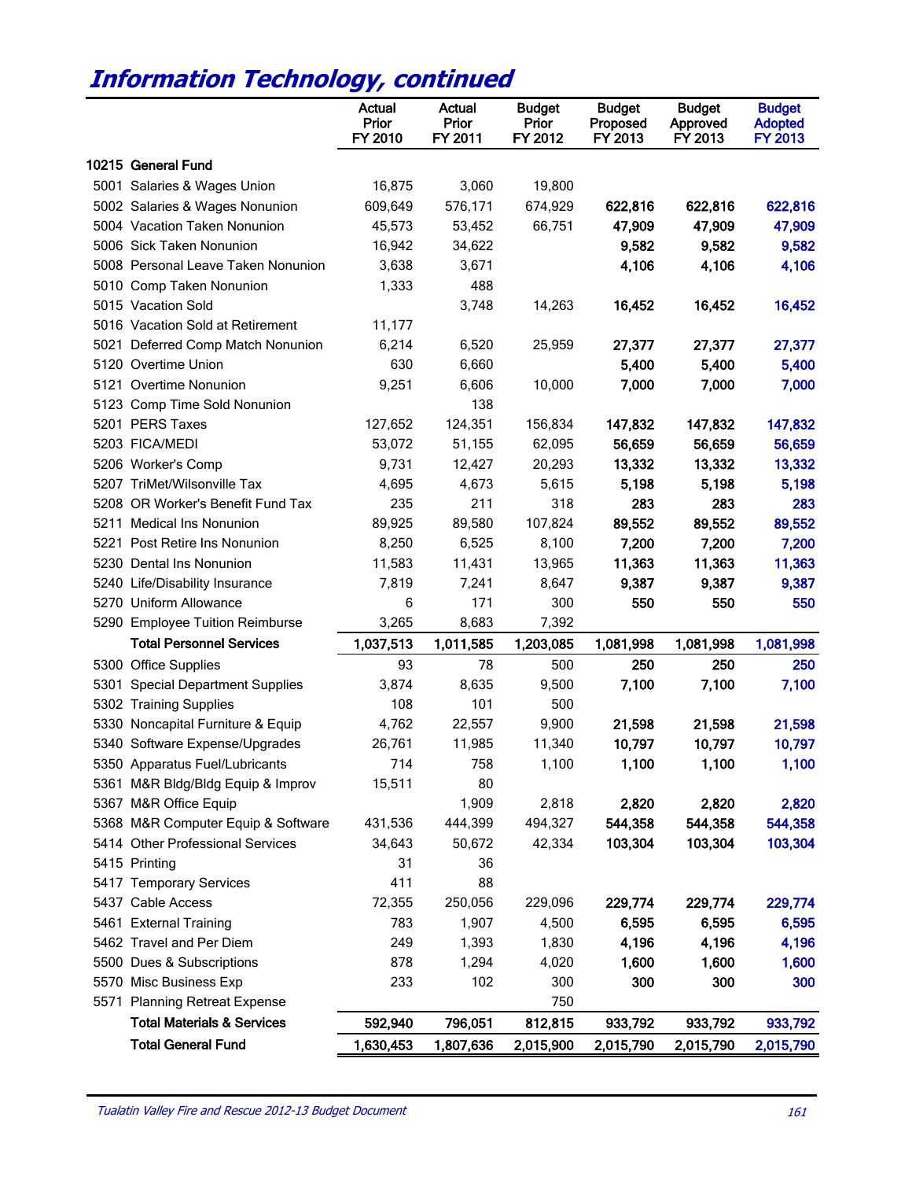# Information Technology, continued

| | Actual Prior FY 2010 | Actual Prior FY 2011 | Budget Prior FY 2012 | Budget Proposed FY 2013 | Budget Approved FY 2013 | Budget Adopted FY 2013 |
|---|---|---|---|---|---|---|
| **10215 General Fund** | | | | | | |
| 5001 Salaries & Wages Union | 16,875 | 3,060 | 19,800 | | | |
| 5002 Salaries & Wages Nonunion | 609,649 | 576,171 | 674,929 | 622,816 | 622,816 | 622,816 |
| 5004 Vacation Taken Nonunion | 45,573 | 53,452 | 66,751 | 47,909 | 47,909 | 47,909 |
| 5006 Sick Taken Nonunion | 16,942 | 34,622 | | 9,582 | 9,582 | 9,582 |
| 5008 Personal Leave Taken Nonunion | 3,638 | 3,671 | | 4,106 | 4,106 | 4,106 |
| 5010 Comp Taken Nonunion | 1,333 | 488 | | | | |
| 5015 Vacation Sold | | 3,748 | 14,263 | 16,452 | 16,452 | 16,452 |
| 5016 Vacation Sold at Retirement | 11,177 | | | | | |
| 5021 Deferred Comp Match Nonunion | 6,214 | 6,520 | 25,959 | 27,377 | 27,377 | 27,377 |
| 5120 Overtime Union | 630 | 6,660 | | 5,400 | 5,400 | 5,400 |
| 5121 Overtime Nonunion | 9,251 | 6,606 | 10,000 | 7,000 | 7,000 | 7,000 |
| 5123 Comp Time Sold Nonunion | | 138 | | | | |
| 5201 PERS Taxes | 127,652 | 124,351 | 156,834 | 147,832 | 147,832 | 147,832 |
| 5203 FICA/MEDI | 53,072 | 51,155 | 62,095 | 56,659 | 56,659 | 56,659 |
| 5206 Worker's Comp | 9,731 | 12,427 | 20,293 | 13,332 | 13,332 | 13,332 |
| 5207 TriMet/Wilsonville Tax | 4,695 | 4,673 | 5,615 | 5,198 | 5,198 | 5,198 |
| 5208 OR Worker's Benefit Fund Tax | 235 | 211 | 318 | 283 | 283 | 283 |
| 5211 Medical Ins Nonunion | 89,925 | 89,580 | 107,824 | 89,552 | 89,552 | 89,552 |
| 5221 Post Retire Ins Nonunion | 8,250 | 6,525 | 8,100 | 7,200 | 7,200 | 7,200 |
| 5230 Dental Ins Nonunion | 11,583 | 11,431 | 13,965 | 11,363 | 11,363 | 11,363 |
| 5240 Life/Disability Insurance | 7,819 | 7,241 | 8,647 | 9,387 | 9,387 | 9,387 |
| 5270 Uniform Allowance | 6 | 171 | 300 | 550 | 550 | 550 |
| 5290 Employee Tuition Reimburse | 3,265 | 8,683 | 7,392 | | | |
| **Total Personnel Services** | **1,037,513** | **1,011,585** | **1,203,085** | **1,081,998** | **1,081,998** | **1,081,998** |
| 5300 Office Supplies | 93 | 78 | 500 | 250 | 250 | 250 |
| 5301 Special Department Supplies | 3,874 | 8,635 | 9,500 | 7,100 | 7,100 | 7,100 |
| 5302 Training Supplies | 108 | 101 | 500 | | | |
| 5330 Noncapital Furniture & Equip | 4,762 | 22,557 | 9,900 | 21,598 | 21,598 | 21,598 |
| 5340 Software Expense/Upgrades | 26,761 | 11,985 | 11,340 | 10,797 | 10,797 | 10,797 |
| 5350 Apparatus Fuel/Lubricants | 714 | 758 | 1,100 | 1,100 | 1,100 | 1,100 |
| 5361 M&R Bldg/Bldg Equip & Improv | 15,511 | 80 | | | | |
| 5367 M&R Office Equip | | 1,909 | 2,818 | 2,820 | 2,820 | 2,820 |
| 5368 M&R Computer Equip & Software | 431,536 | 444,399 | 494,327 | 544,358 | 544,358 | 544,358 |
| 5414 Other Professional Services | 34,643 | 50,672 | 42,334 | 103,304 | 103,304 | 103,304 |
| 5415 Printing | 31 | 36 | | | | |
| 5417 Temporary Services | 411 | 88 | | | | |
| 5437 Cable Access | 72,355 | 250,056 | 229,096 | 229,774 | 229,774 | 229,774 |
| 5461 External Training | 783 | 1,907 | 4,500 | 6,595 | 6,595 | 6,595 |
| 5462 Travel and Per Diem | 249 | 1,393 | 1,830 | 4,196 | 4,196 | 4,196 |
| 5500 Dues & Subscriptions | 878 | 1,294 | 4,020 | 1,600 | 1,600 | 1,600 |
| 5570 Misc Business Exp | 233 | 102 | 300 | 300 | 300 | 300 |
| 5571 Planning Retreat Expense | | | 750 | | | |
| **Total Materials & Services** | **592,940** | **796,051** | **812,815** | **933,792** | **933,792** | **933,792** |
| **Total General Fund** | **1,630,453** | **1,807,636** | **2,015,900** | **2,015,790** | **2,015,790** | **2,015,790** |